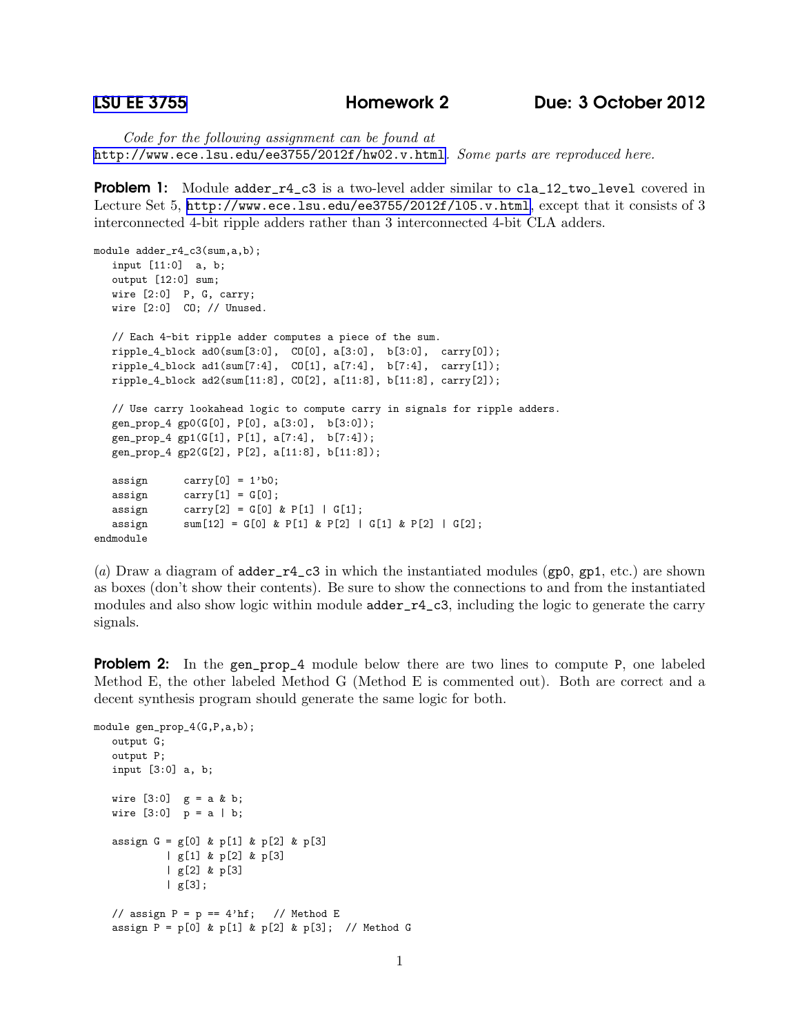**LSU EE 3755** **Homework 2** **Due: 3 October 2012**

*Code for the following assignment can be found at* http://www.ece.lsu.edu/ee3755/2012f/hw02.v.html. *Some parts are reproduced here.*

**Problem 1:** Module `adder_r4_c3` is a two-level adder similar to `cla_12_two_level` covered in Lecture Set 5, http://www.ece.lsu.edu/ee3755/2012f/l05.v.html, except that it consists of 3 interconnected 4-bit ripple adders rather than 3 interconnected 4-bit CLA adders.

```
module adder_r4_c3(sum,a,b);
   input [11:0]  a, b;
   output [12:0] sum;
   wire [2:0]  P, G, carry;
   wire [2:0]  CO; // Unused.

   // Each 4-bit ripple adder computes a piece of the sum.
   ripple_4_block ad0(sum[3:0],  CO[0], a[3:0],  b[3:0],  carry[0]);
   ripple_4_block ad1(sum[7:4],  CO[1], a[7:4],  b[7:4],  carry[1]);
   ripple_4_block ad2(sum[11:8], CO[2], a[11:8], b[11:8], carry[2]);

   // Use carry lookahead logic to compute carry in signals for ripple adders.
   gen_prop_4 gp0(G[0], P[0], a[3:0],  b[3:0]);
   gen_prop_4 gp1(G[1], P[1], a[7:4],  b[7:4]);
   gen_prop_4 gp2(G[2], P[2], a[11:8], b[11:8]);

   assign      carry[0] = 1'b0;
   assign      carry[1] = G[0];
   assign      carry[2] = G[0] & P[1] | G[1];
   assign      sum[12] = G[0] & P[1] & P[2] | G[1] & P[2] | G[2];
endmodule
```

(*a*) Draw a diagram of `adder_r4_c3` in which the instantiated modules (`gp0`, `gp1`, etc.) are shown as boxes (don't show their contents). Be sure to show the connections to and from the instantiated modules and also show logic within module `adder_r4_c3`, including the logic to generate the carry signals.

**Problem 2:** In the `gen_prop_4` module below there are two lines to compute `P`, one labeled Method E, the other labeled Method G (Method E is commented out). Both are correct and a decent synthesis program should generate the same logic for both.

```
module gen_prop_4(G,P,a,b);
   output G;
   output P;
   input [3:0] a, b;

   wire [3:0]  g = a & b;
   wire [3:0]  p = a | b;

   assign G = g[0] & p[1] & p[2] & p[3]
            | g[1] & p[2] & p[3]
            | g[2] & p[3]
            | g[3];

   // assign P = p == 4'hf;   // Method E
   assign P = p[0] & p[1] & p[2] & p[3];  // Method G
```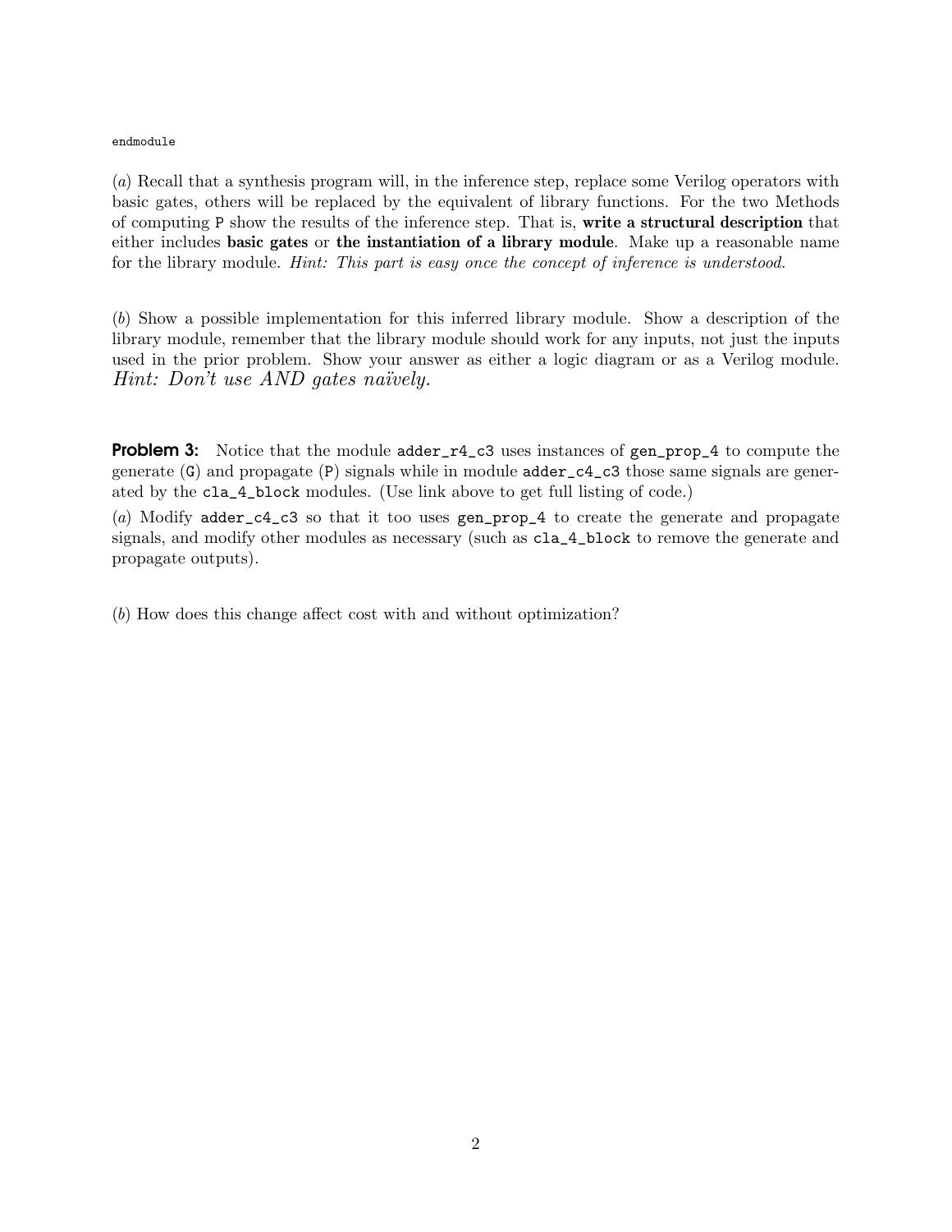```
endmodule
```

(*a*) Recall that a synthesis program will, in the inference step, replace some Verilog operators with basic gates, others will be replaced by the equivalent of library functions. For the two Methods of computing `P` show the results of the inference step. That is, **write a structural description** that either includes **basic gates** or **the instantiation of a library module**. Make up a reasonable name for the library module. *Hint: This part is easy once the concept of inference is understood.*

(*b*) Show a possible implementation for this inferred library module. Show a description of the library module, remember that the library module should work for any inputs, not just the inputs used in the prior problem. Show your answer as either a logic diagram or as a Verilog module. *Hint: Don't use AND gates naïvely.*

**Problem 3:** Notice that the module `adder_r4_c3` uses instances of `gen_prop_4` to compute the generate (`G`) and propagate (`P`) signals while in module `adder_c4_c3` those same signals are generated by the `cla_4_block` modules. (Use link above to get full listing of code.)

(*a*) Modify `adder_c4_c3` so that it too uses `gen_prop_4` to create the generate and propagate signals, and modify other modules as necessary (such as `cla_4_block` to remove the generate and propagate outputs).

(*b*) How does this change affect cost with and without optimization?